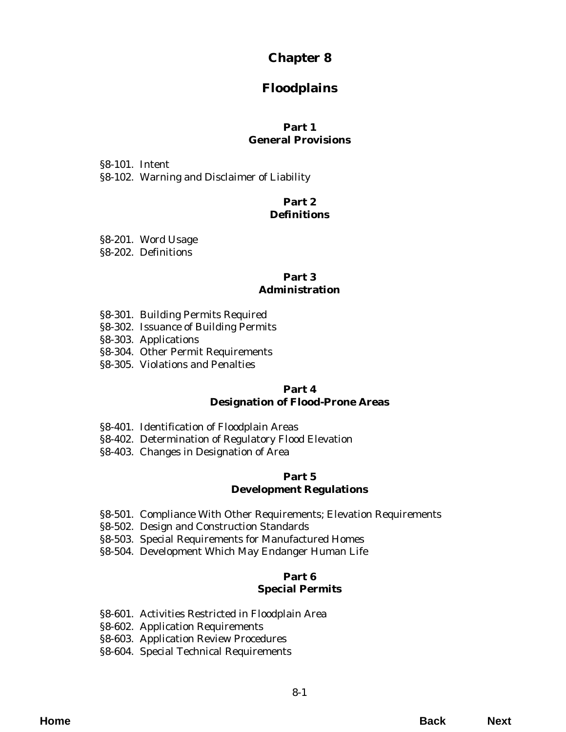# Chapter 8

# Floodplains

### Part 1
### General Provisions

§8-101. Intent
§8-102. Warning and Disclaimer of Liability

### Part 2
### Definitions

§8-201. Word Usage
§8-202. Definitions

### Part 3
### Administration

§8-301. Building Permits Required
§8-302. Issuance of Building Permits
§8-303. Applications
§8-304. Other Permit Requirements
§8-305. Violations and Penalties

### Part 4
### Designation of Flood-Prone Areas

§8-401. Identification of Floodplain Areas
§8-402. Determination of Regulatory Flood Elevation
§8-403. Changes in Designation of Area

### Part 5
### Development Regulations

§8-501. Compliance With Other Requirements; Elevation Requirements
§8-502. Design and Construction Standards
§8-503. Special Requirements for Manufactured Homes
§8-504. Development Which May Endanger Human Life

### Part 6
### Special Permits

§8-601. Activities Restricted in Floodplain Area
§8-602. Application Requirements
§8-603. Application Review Procedures
§8-604. Special Technical Requirements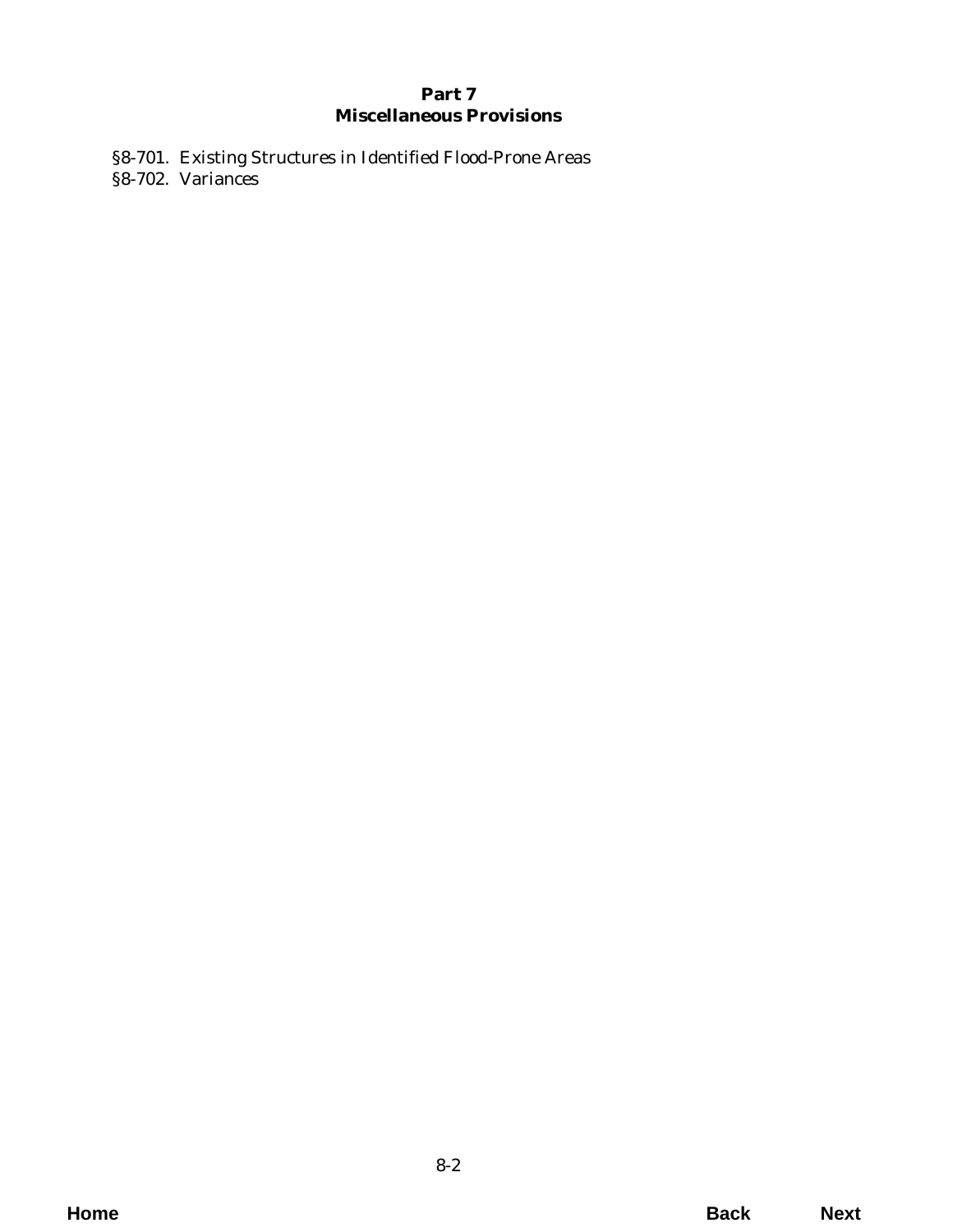## Part 7
## Miscellaneous Provisions

§8-701. Existing Structures in Identified Flood-Prone Areas
§8-702. Variances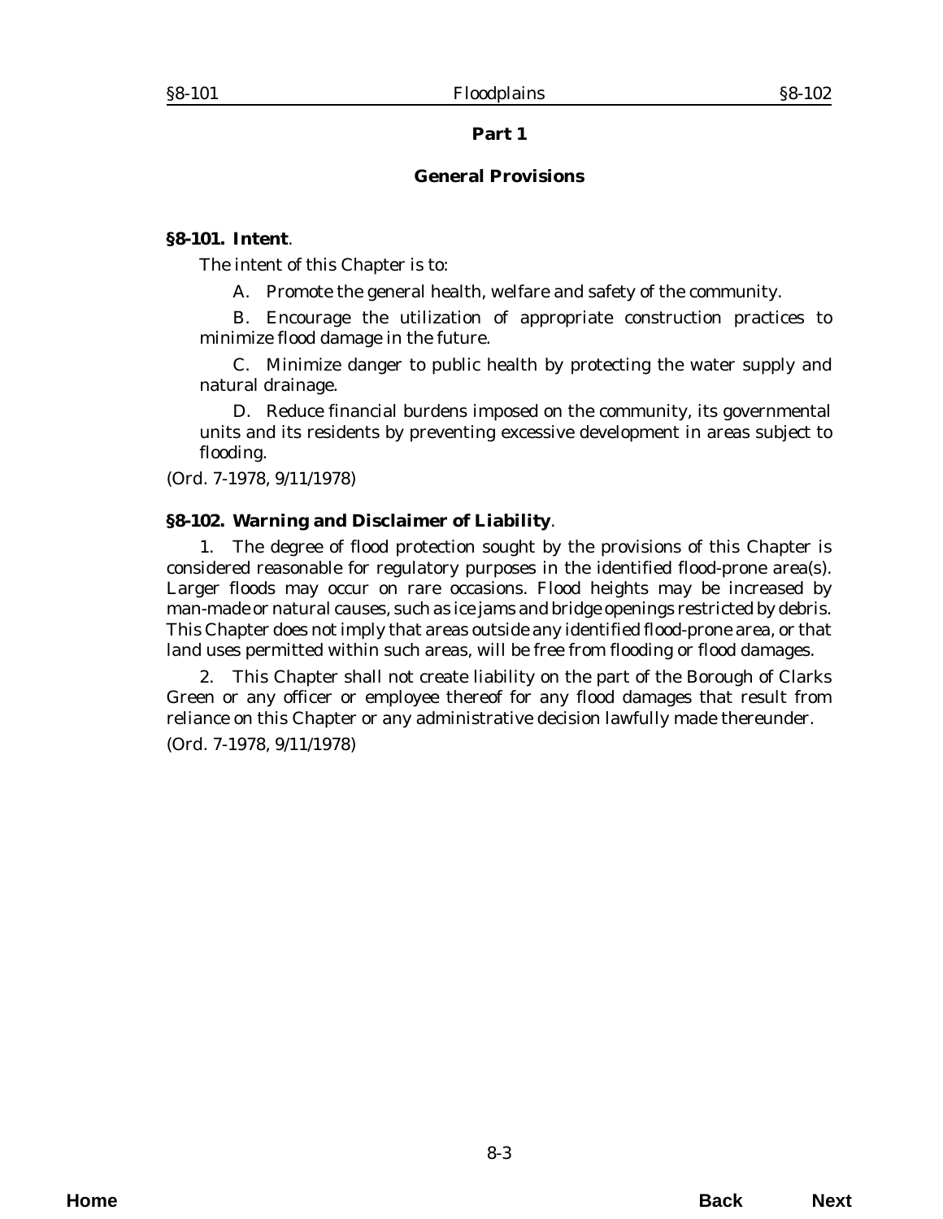## Part 1

## General Provisions

**§8-101. Intent**.

The intent of this Chapter is to:

A. Promote the general health, welfare and safety of the community.

B. Encourage the utilization of appropriate construction practices to minimize flood damage in the future.

C. Minimize danger to public health by protecting the water supply and natural drainage.

D. Reduce financial burdens imposed on the community, its governmental units and its residents by preventing excessive development in areas subject to flooding.

(*Ord. 7-1978*, 9/11/1978)

**§8-102. Warning and Disclaimer of Liability**.

1. The degree of flood protection sought by the provisions of this Chapter is considered reasonable for regulatory purposes in the identified flood-prone area(s). Larger floods may occur on rare occasions. Flood heights may be increased by man-made or natural causes, such as ice jams and bridge openings restricted by debris. This Chapter does not imply that areas outside any identified flood-prone area, or that land uses permitted within such areas, will be free from flooding or flood damages.

2. This Chapter shall not create liability on the part of the Borough of Clarks Green or any officer or employee thereof for any flood damages that result from reliance on this Chapter or any administrative decision lawfully made thereunder.

(*Ord. 7-1978*, 9/11/1978)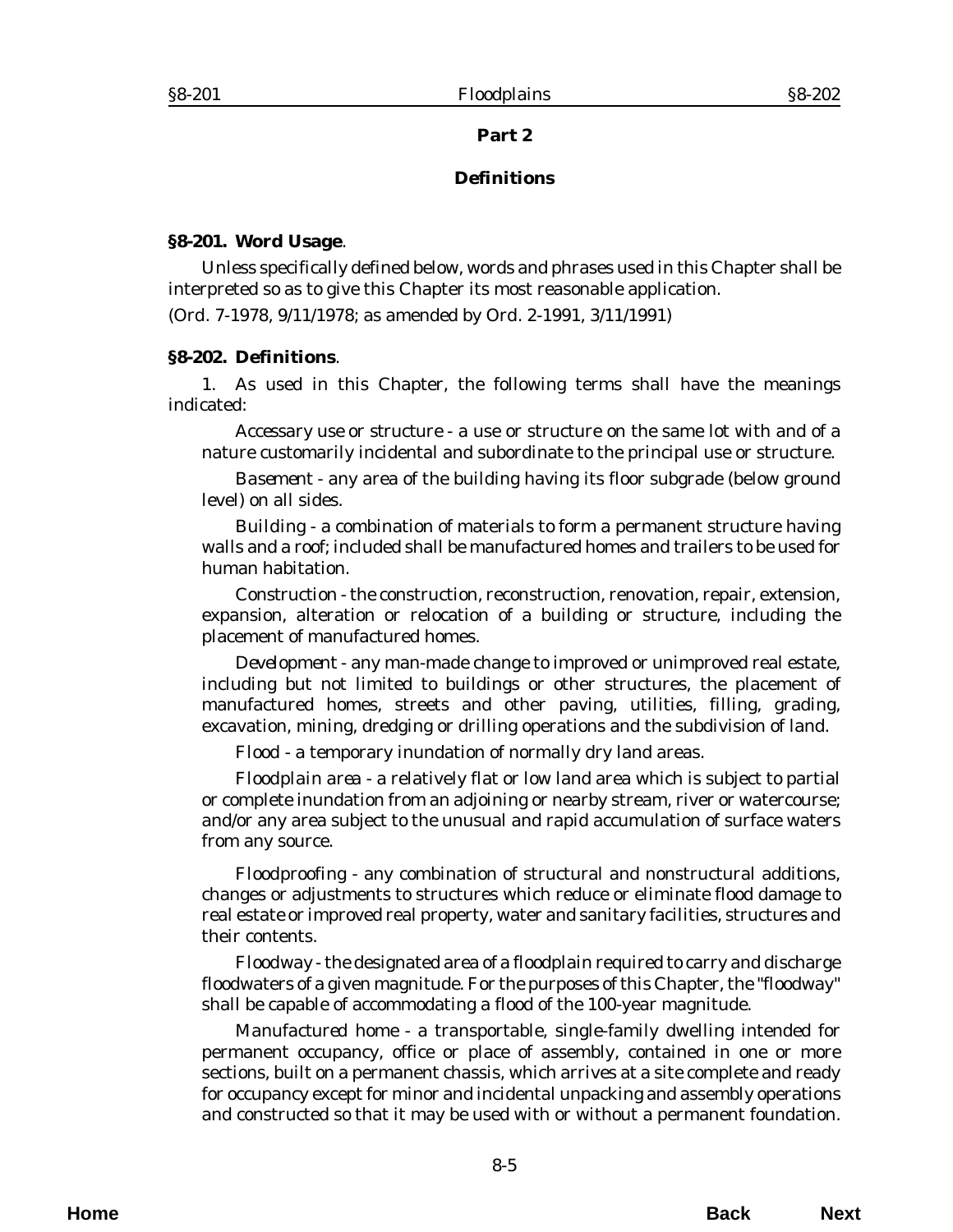## Part 2

## Definitions

**§8-201. Word Usage**.

Unless specifically defined below, words and phrases used in this Chapter shall be interpreted so as to give this Chapter its most reasonable application.

(Ord. 7-1978, 9/11/1978; as amended by Ord. 2-1991, 3/11/1991)

**§8-202. Definitions**.

1. As used in this Chapter, the following terms shall have the meanings indicated:

*Accessary use or structure* - a use or structure on the same lot with and of a nature customarily incidental and subordinate to the principal use or structure.

*Basement* - any area of the building having its floor subgrade (below ground level) on all sides.

*Building* - a combination of materials to form a permanent structure having walls and a roof; included shall be manufactured homes and trailers to be used for human habitation.

*Construction* - the construction, reconstruction, renovation, repair, extension, expansion, alteration or relocation of a building or structure, including the placement of manufactured homes.

*Development* - any man-made change to improved or unimproved real estate, including but not limited to buildings or other structures, the placement of manufactured homes, streets and other paving, utilities, filling, grading, excavation, mining, dredging or drilling operations and the subdivision of land.

*Flood* - a temporary inundation of normally dry land areas.

*Floodplain area* - a relatively flat or low land area which is subject to partial or complete inundation from an adjoining or nearby stream, river or watercourse; and/or any area subject to the unusual and rapid accumulation of surface waters from any source.

*Floodproofing* - any combination of structural and nonstructural additions, changes or adjustments to structures which reduce or eliminate flood damage to real estate or improved real property, water and sanitary facilities, structures and their contents.

*Floodway* - the designated area of a floodplain required to carry and discharge floodwaters of a given magnitude. For the purposes of this Chapter, the "floodway" shall be capable of accommodating a flood of the 100-year magnitude.

*Manufactured home* - a transportable, single-family dwelling intended for permanent occupancy, office or place of assembly, contained in one or more sections, built on a permanent chassis, which arrives at a site complete and ready for occupancy except for minor and incidental unpacking and assembly operations and constructed so that it may be used with or without a permanent foundation.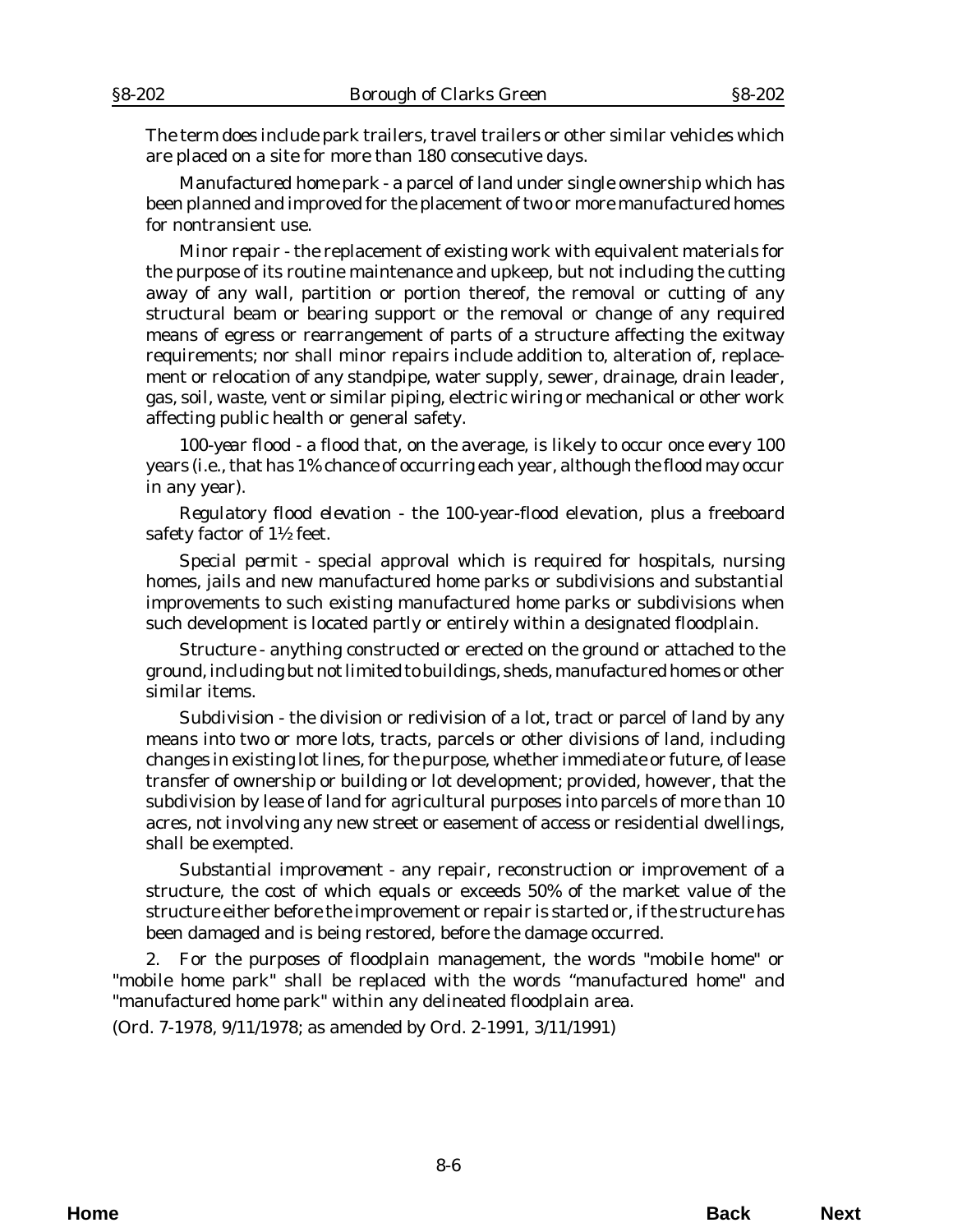The term does include park trailers, travel trailers or other similar vehicles which are placed on a site for more than 180 consecutive days.

*Manufactured home park* - a parcel of land under single ownership which has been planned and improved for the placement of two or more manufactured homes for nontransient use.

*Minor repair* - the replacement of existing work with equivalent materials for the purpose of its routine maintenance and upkeep, but not including the cutting away of any wall, partition or portion thereof, the removal or cutting of any structural beam or bearing support or the removal or change of any required means of egress or rearrangement of parts of a structure affecting the exitway requirements; nor shall minor repairs include addition to, alteration of, replacement or relocation of any standpipe, water supply, sewer, drainage, drain leader, gas, soil, waste, vent or similar piping, electric wiring or mechanical or other work affecting public health or general safety.

*100-year flood* - a flood that, on the average, is likely to occur once every 100 years (i.e., that has 1% chance of occurring each year, although the flood may occur in any year).

*Regulatory flood elevation* - the 100-year-flood elevation, plus a freeboard safety factor of 1½ feet.

*Special permit* - special approval which is required for hospitals, nursing homes, jails and new manufactured home parks or subdivisions and substantial improvements to such existing manufactured home parks or subdivisions when such development is located partly or entirely within a designated floodplain.

*Structure* - anything constructed or erected on the ground or attached to the ground, including but not limited to buildings, sheds, manufactured homes or other similar items.

*Subdivision* - the division or redivision of a lot, tract or parcel of land by any means into two or more lots, tracts, parcels or other divisions of land, including changes in existing lot lines, for the purpose, whether immediate or future, of lease transfer of ownership or building or lot development; provided, however, that the subdivision by lease of land for agricultural purposes into parcels of more than 10 acres, not involving any new street or easement of access or residential dwellings, shall be exempted.

*Substantial improvement* - any repair, reconstruction or improvement of a structure, the cost of which equals or exceeds 50% of the market value of the structure either before the improvement or repair is started or, if the structure has been damaged and is being restored, before the damage occurred.

2. For the purposes of floodplain management, the words "mobile home" or "mobile home park" shall be replaced with the words "manufactured home" and "manufactured home park" within any delineated floodplain area.

(*Ord. 7-1978*, 9/11/1978; as amended by *Ord. 2-1991*, 3/11/1991)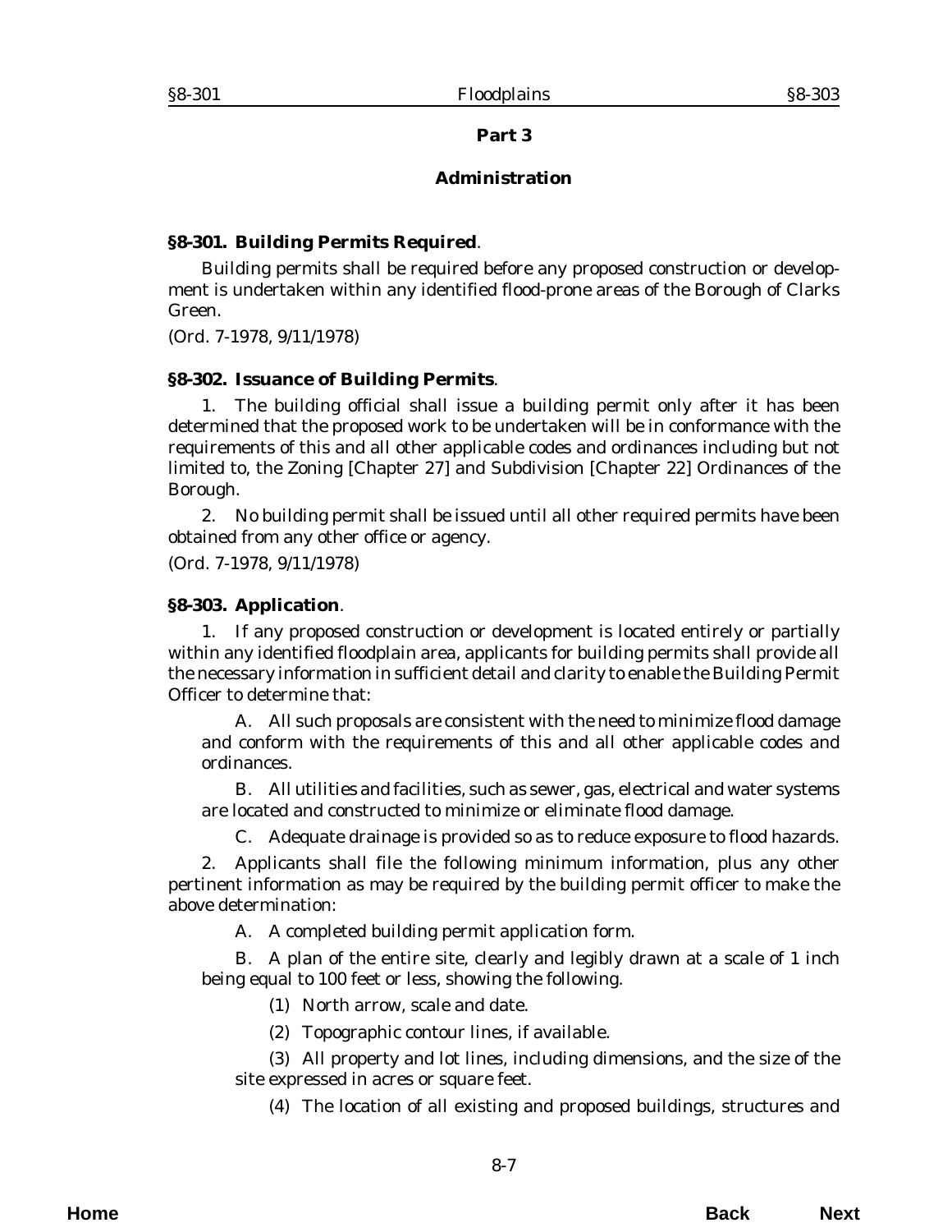## Part 3

## Administration

**§8-301. Building Permits Required**.

Building permits shall be required before any proposed construction or development is undertaken within any identified flood-prone areas of the Borough of Clarks Green.

(Ord. 7-1978, 9/11/1978)

**§8-302. Issuance of Building Permits**.

1. The building official shall issue a building permit only after it has been determined that the proposed work to be undertaken will be in conformance with the requirements of this and all other applicable codes and ordinances including but not limited to, the Zoning [Chapter 27] and Subdivision [Chapter 22] Ordinances of the Borough.

2. No building permit shall be issued until all other required permits have been obtained from any other office or agency.

(Ord. 7-1978, 9/11/1978)

**§8-303. Application**.

1. If any proposed construction or development is located entirely or partially within any identified floodplain area, applicants for building permits shall provide all the necessary information in sufficient detail and clarity to enable the Building Permit Officer to determine that:

A. All such proposals are consistent with the need to minimize flood damage and conform with the requirements of this and all other applicable codes and ordinances.

B. All utilities and facilities, such as sewer, gas, electrical and water systems are located and constructed to minimize or eliminate flood damage.

C. Adequate drainage is provided so as to reduce exposure to flood hazards.

2. Applicants shall file the following minimum information, plus any other pertinent information as may be required by the building permit officer to make the above determination:

A. A completed building permit application form.

B. A plan of the entire site, clearly and legibly drawn at a scale of 1 inch being equal to 100 feet or less, showing the following.

(1) North arrow, scale and date.

(2) Topographic contour lines, if available.

(3) All property and lot lines, including dimensions, and the size of the site expressed in acres or square feet.

(4) The location of all existing and proposed buildings, structures and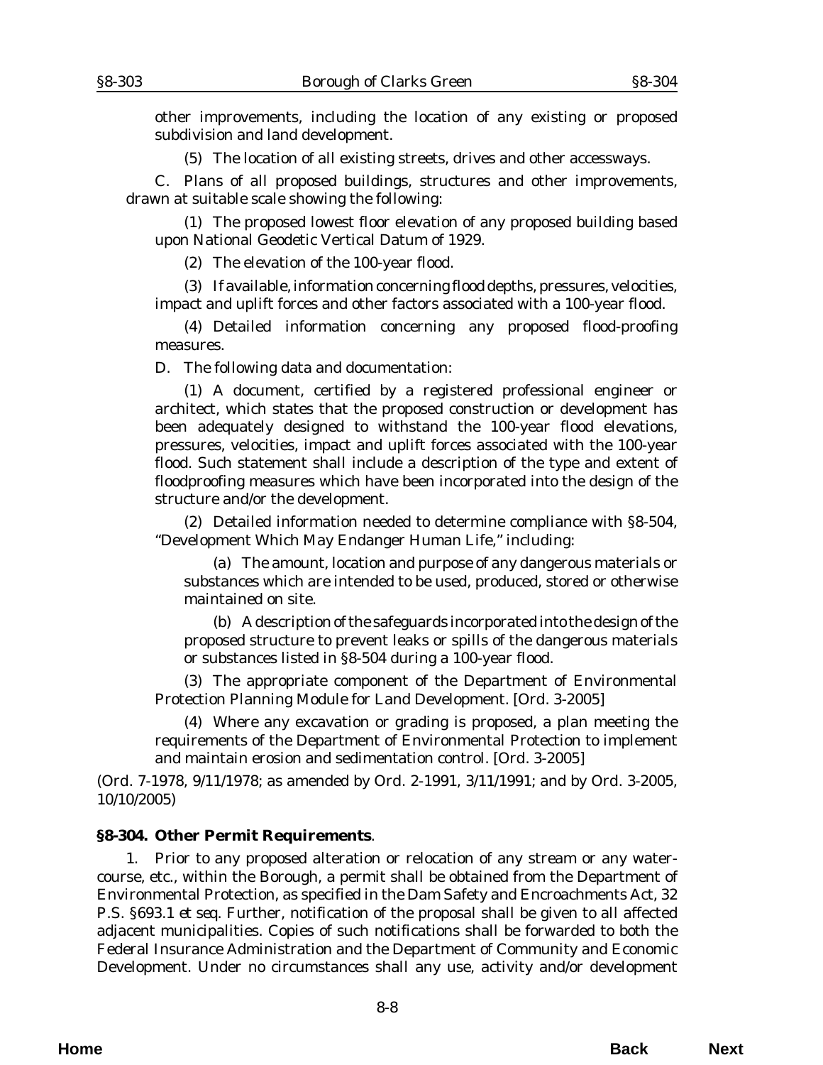other improvements, including the location of any existing or proposed subdivision and land development.

(5) The location of all existing streets, drives and other accessways.

C. Plans of all proposed buildings, structures and other improvements, drawn at suitable scale showing the following:

(1) The proposed lowest floor elevation of any proposed building based upon National Geodetic Vertical Datum of 1929.

(2) The elevation of the 100-year flood.

(3) If available, information concerning flood depths, pressures, velocities, impact and uplift forces and other factors associated with a 100-year flood.

(4) Detailed information concerning any proposed flood-proofing measures.

D. The following data and documentation:

(1) A document, certified by a registered professional engineer or architect, which states that the proposed construction or development has been adequately designed to withstand the 100-year flood elevations, pressures, velocities, impact and uplift forces associated with the 100-year flood. Such statement shall include a description of the type and extent of floodproofing measures which have been incorporated into the design of the structure and/or the development.

(2) Detailed information needed to determine compliance with §8-504, "Development Which May Endanger Human Life," including:

(a) The amount, location and purpose of any dangerous materials or substances which are intended to be used, produced, stored or otherwise maintained on site.

(b) A description of the safeguards incorporated into the design of the proposed structure to prevent leaks or spills of the dangerous materials or substances listed in §8-504 during a 100-year flood.

(3) The appropriate component of the Department of Environmental Protection Planning Module for Land Development. [Ord. 3-2005]

(4) Where any excavation or grading is proposed, a plan meeting the requirements of the Department of Environmental Protection to implement and maintain erosion and sedimentation control. [Ord. 3-2005]

(Ord. 7-1978, 9/11/1978; as amended by Ord. 2-1991, 3/11/1991; and by Ord. 3-2005, 10/10/2005)

**§8-304. Other Permit Requirements**.

1. Prior to any proposed alteration or relocation of any stream or any water-course, etc., within the Borough, a permit shall be obtained from the Department of Environmental Protection, as specified in the Dam Safety and Encroachments Act, 32 P.S. §693.1 *et seq.* Further, notification of the proposal shall be given to all affected adjacent municipalities. Copies of such notifications shall be forwarded to both the Federal Insurance Administration and the Department of Community and Economic Development. Under no circumstances shall any use, activity and/or development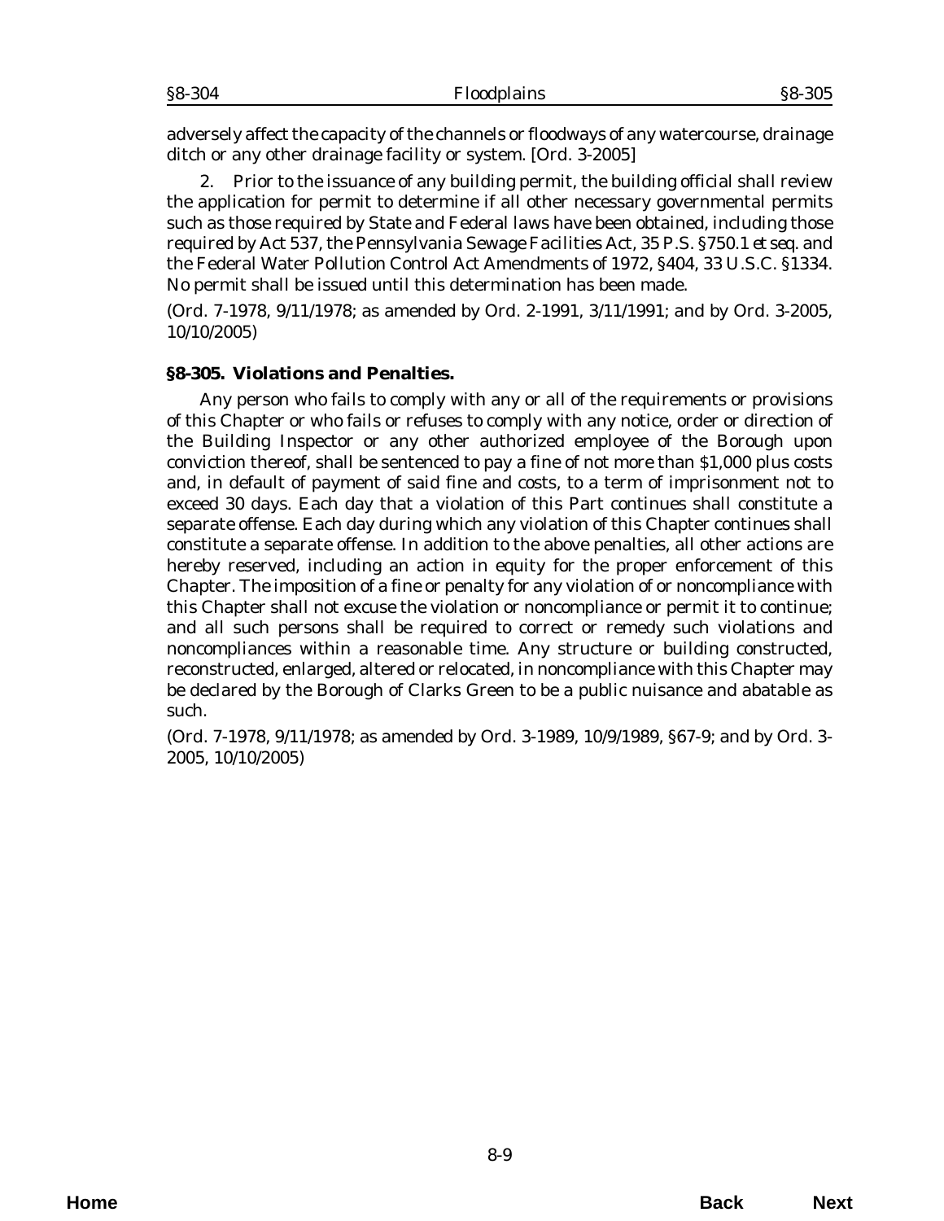adversely affect the capacity of the channels or floodways of any watercourse, drainage ditch or any other drainage facility or system. [Ord. 3-2005]

2. Prior to the issuance of any building permit, the building official shall review the application for permit to determine if all other necessary governmental permits such as those required by State and Federal laws have been obtained, including those required by Act 537, the Pennsylvania Sewage Facilities Act, 35 P.S. §750.1 *et seq.* and the Federal Water Pollution Control Act Amendments of 1972, §404, 33 U.S.C. §1334. No permit shall be issued until this determination has been made.

(*Ord. 7-1978*, 9/11/1978; as amended by *Ord. 2-1991*, 3/11/1991; and by *Ord. 3-2005*, 10/10/2005)

**§8-305. Violations and Penalties.**

Any person who fails to comply with any or all of the requirements or provisions of this Chapter or who fails or refuses to comply with any notice, order or direction of the Building Inspector or any other authorized employee of the Borough upon conviction thereof, shall be sentenced to pay a fine of not more than $1,000 plus costs and, in default of payment of said fine and costs, to a term of imprisonment not to exceed 30 days. Each day that a violation of this Part continues shall constitute a separate offense. Each day during which any violation of this Chapter continues shall constitute a separate offense. In addition to the above penalties, all other actions are hereby reserved, including an action in equity for the proper enforcement of this Chapter. The imposition of a fine or penalty for any violation of or noncompliance with this Chapter shall not excuse the violation or noncompliance or permit it to continue; and all such persons shall be required to correct or remedy such violations and noncompliances within a reasonable time. Any structure or building constructed, reconstructed, enlarged, altered or relocated, in noncompliance with this Chapter may be declared by the Borough of Clarks Green to be a public nuisance and abatable as such.

(*Ord. 7-1978*, 9/11/1978; as amended by *Ord. 3-1989*, 10/9/1989, §67-9; and by *Ord. 3-2005*, 10/10/2005)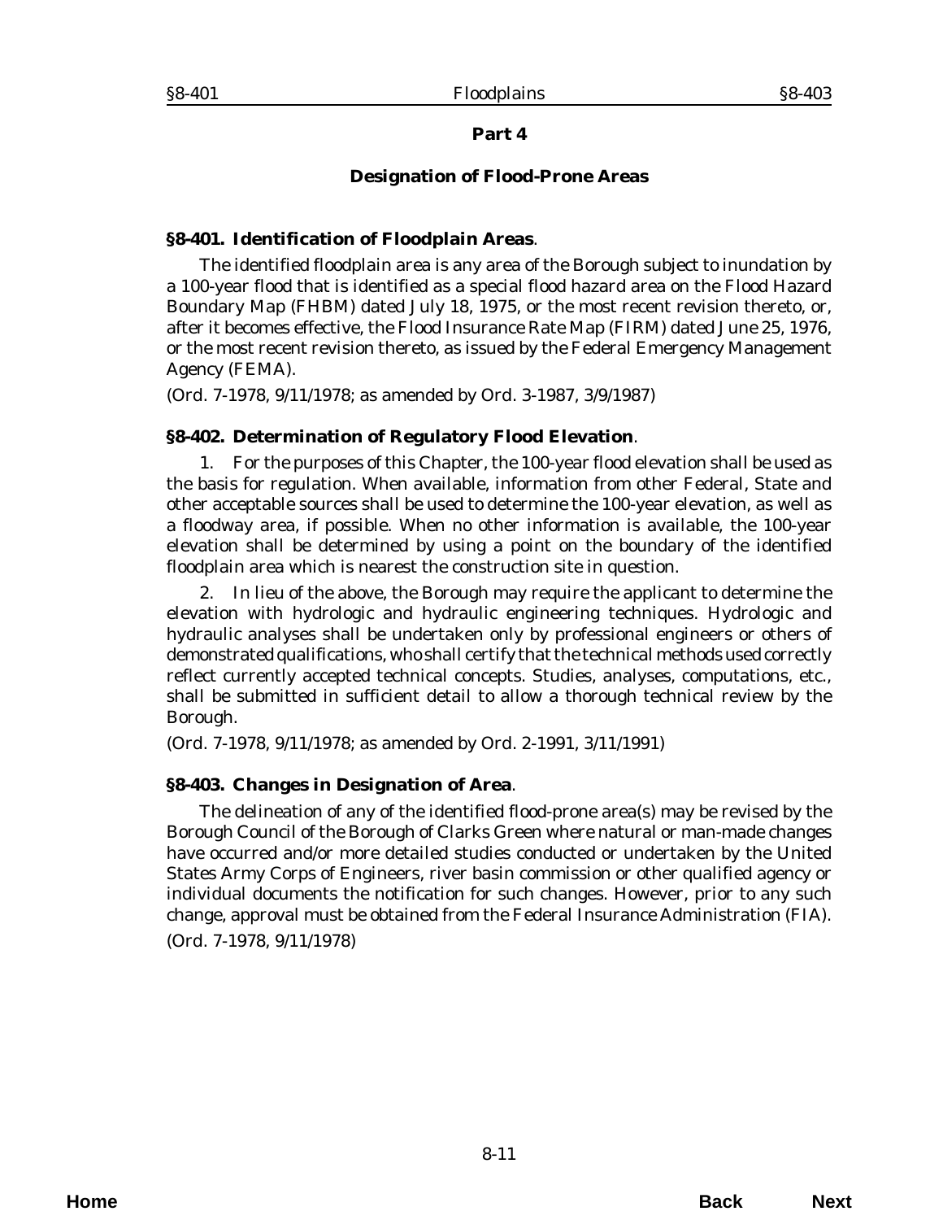## Part 4

## Designation of Flood-Prone Areas

### §8-401. Identification of Floodplain Areas.

The identified floodplain area is any area of the Borough subject to inundation by a 100-year flood that is identified as a special flood hazard area on the Flood Hazard Boundary Map (FHBM) dated July 18, 1975, or the most recent revision thereto, or, after it becomes effective, the Flood Insurance Rate Map (FIRM) dated June 25, 1976, or the most recent revision thereto, as issued by the Federal Emergency Management Agency (FEMA).

(*Ord. 7-1978*, 9/11/1978; as amended by *Ord. 3-1987*, 3/9/1987)

### §8-402. Determination of Regulatory Flood Elevation.

1. For the purposes of this Chapter, the 100-year flood elevation shall be used as the basis for regulation. When available, information from other Federal, State and other acceptable sources shall be used to determine the 100-year elevation, as well as a floodway area, if possible. When no other information is available, the 100-year elevation shall be determined by using a point on the boundary of the identified floodplain area which is nearest the construction site in question.

2. In lieu of the above, the Borough may require the applicant to determine the elevation with hydrologic and hydraulic engineering techniques. Hydrologic and hydraulic analyses shall be undertaken only by professional engineers or others of demonstrated qualifications, who shall certify that the technical methods used correctly reflect currently accepted technical concepts. Studies, analyses, computations, etc., shall be submitted in sufficient detail to allow a thorough technical review by the Borough.

(*Ord. 7-1978*, 9/11/1978; as amended by *Ord. 2-1991*, 3/11/1991)

### §8-403. Changes in Designation of Area.

The delineation of any of the identified flood-prone area(s) may be revised by the Borough Council of the Borough of Clarks Green where natural or man-made changes have occurred and/or more detailed studies conducted or undertaken by the United States Army Corps of Engineers, river basin commission or other qualified agency or individual documents the notification for such changes. However, prior to any such change, approval must be obtained from the Federal Insurance Administration (FIA).

(*Ord. 7-1978*, 9/11/1978)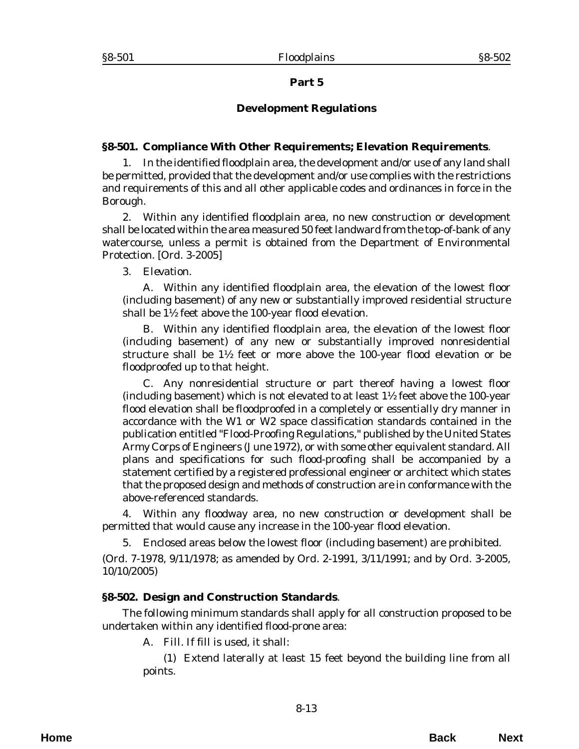## Part 5

## Development Regulations

### §8-501. Compliance With Other Requirements; Elevation Requirements.

1. In the identified floodplain area, the development and/or use of any land shall be permitted, provided that the development and/or use complies with the restrictions and requirements of this and all other applicable codes and ordinances in force in the Borough.

2. Within any identified floodplain area, no new construction or development shall be located within the area measured 50 feet landward from the top-of-bank of any watercourse, unless a permit is obtained from the Department of Environmental Protection. [Ord. 3-2005]

3. *Elevation*.

A. Within any identified floodplain area, the elevation of the lowest floor (including basement) of any new or substantially improved residential structure shall be 1½ feet above the 100-year flood elevation.

B. Within any identified floodplain area, the elevation of the lowest floor (including basement) of any new or substantially improved nonresidential structure shall be 1½ feet or more above the 100-year flood elevation or be floodproofed up to that height.

C. Any nonresidential structure or part thereof having a lowest floor (including basement) which is not elevated to at least 1½ feet above the 100-year flood elevation shall be floodproofed in a completely or essentially dry manner in accordance with the W1 or W2 space classification standards contained in the publication entitled "Flood-Proofing Regulations," published by the United States Army Corps of Engineers (June 1972), or with some other equivalent standard. All plans and specifications for such flood-proofing shall be accompanied by a statement certified by a registered professional engineer or architect which states that the proposed design and methods of construction are in conformance with the above-referenced standards.

4. Within any floodway area, no new construction or development shall be permitted that would cause any increase in the 100-year flood elevation.

5. Enclosed areas below the lowest floor (including basement) are prohibited.

(*Ord. 7-1978*, 9/11/1978; as amended by *Ord. 2-1991*, 3/11/1991; and by *Ord. 3-2005*, 10/10/2005)

### §8-502. Design and Construction Standards.

The following minimum standards shall apply for all construction proposed to be undertaken within any identified flood-prone area:

A. *Fill*. If fill is used, it shall:

(1) Extend laterally at least 15 feet beyond the building line from all points.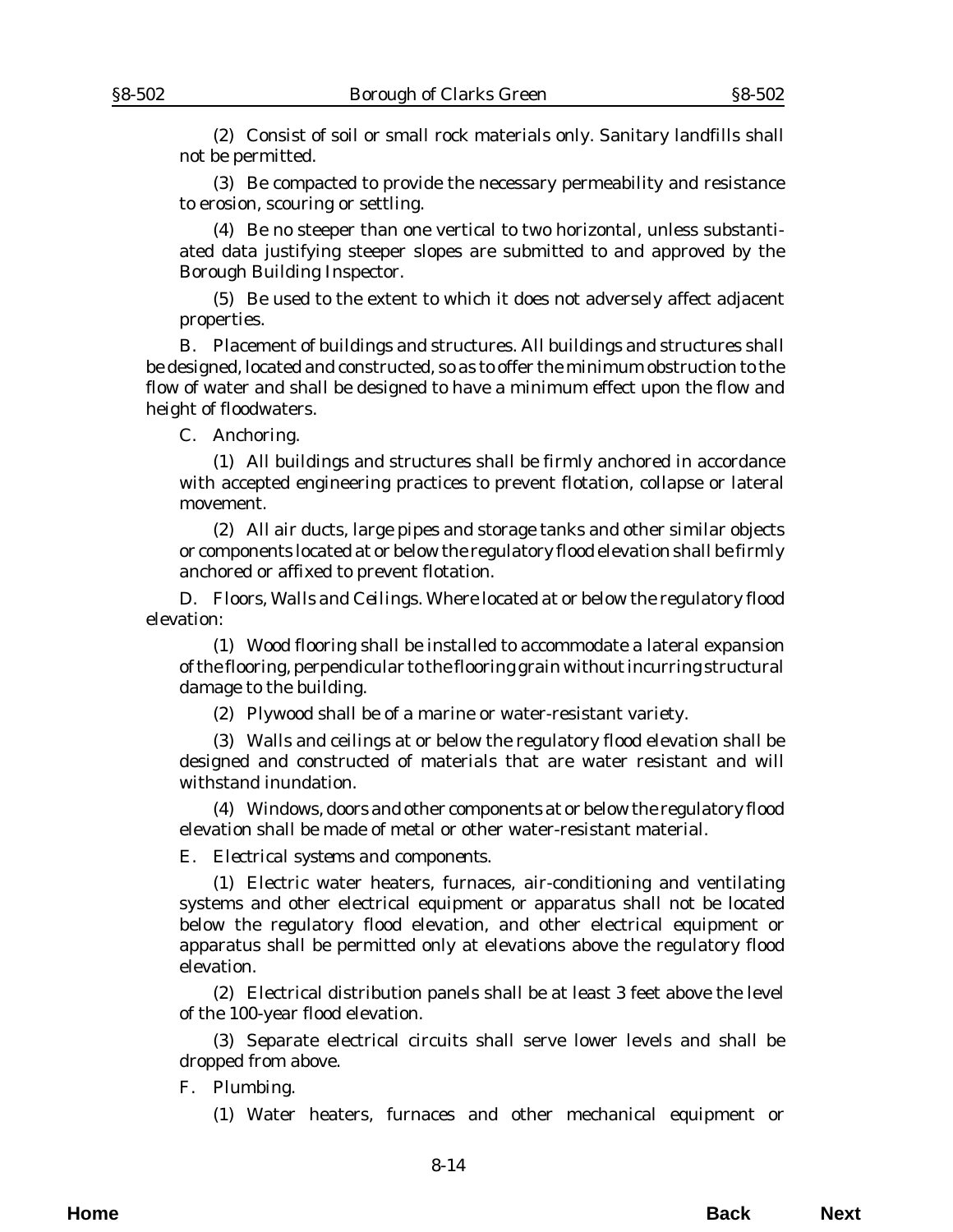(2) Consist of soil or small rock materials only. Sanitary landfills shall not be permitted.

(3) Be compacted to provide the necessary permeability and resistance to erosion, scouring or settling.

(4) Be no steeper than one vertical to two horizontal, unless substantiated data justifying steeper slopes are submitted to and approved by the Borough Building Inspector.

(5) Be used to the extent to which it does not adversely affect adjacent properties.

B. *Placement of buildings and structures.* All buildings and structures shall be designed, located and constructed, so as to offer the minimum obstruction to the flow of water and shall be designed to have a minimum effect upon the flow and height of floodwaters.

C. *Anchoring.*

(1) All buildings and structures shall be firmly anchored in accordance with accepted engineering practices to prevent flotation, collapse or lateral movement.

(2) All air ducts, large pipes and storage tanks and other similar objects or components located at or below the regulatory flood elevation shall be firmly anchored or affixed to prevent flotation.

D. *Floors, Walls and Ceilings.* Where located at or below the regulatory flood elevation:

(1) Wood flooring shall be installed to accommodate a lateral expansion of the flooring, perpendicular to the flooring grain without incurring structural damage to the building.

(2) Plywood shall be of a marine or water-resistant variety.

(3) Walls and ceilings at or below the regulatory flood elevation shall be designed and constructed of materials that are water resistant and will withstand inundation.

(4) Windows, doors and other components at or below the regulatory flood elevation shall be made of metal or other water-resistant material.

E. *Electrical systems and components.*

(1) Electric water heaters, furnaces, air-conditioning and ventilating systems and other electrical equipment or apparatus shall not be located below the regulatory flood elevation, and other electrical equipment or apparatus shall be permitted only at elevations above the regulatory flood elevation.

(2) Electrical distribution panels shall be at least 3 feet above the level of the 100-year flood elevation.

(3) Separate electrical circuits shall serve lower levels and shall be dropped from above.

F. *Plumbing.*

(1) Water heaters, furnaces and other mechanical equipment or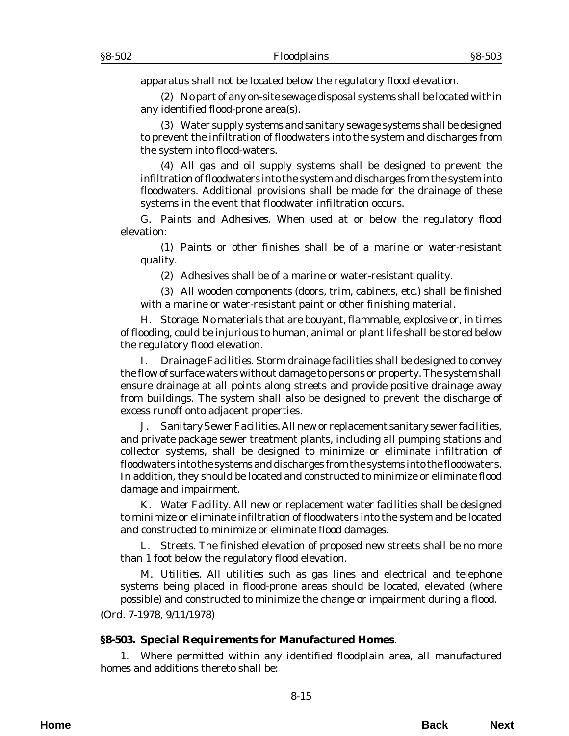apparatus shall not be located below the regulatory flood elevation.

(2) No part of any on-site sewage disposal systems shall be located within any identified flood-prone area(s).

(3) Water supply systems and sanitary sewage systems shall be designed to prevent the infiltration of floodwaters into the system and discharges from the system into flood-waters.

(4) All gas and oil supply systems shall be designed to prevent the infiltration of floodwaters into the system and discharges from the system into floodwaters. Additional provisions shall be made for the drainage of these systems in the event that floodwater infiltration occurs.

G. *Paints and Adhesives*. When used at or below the regulatory flood elevation:

(1) Paints or other finishes shall be of a marine or water-resistant quality.

(2) Adhesives shall be of a marine or water-resistant quality.

(3) All wooden components (doors, trim, cabinets, etc.) shall be finished with a marine or water-resistant paint or other finishing material.

H. *Storage*. No materials that are bouyant, flammable, explosive or, in times of flooding, could be injurious to human, animal or plant life shall be stored below the regulatory flood elevation.

I. *Drainage Facilities*. Storm drainage facilities shall be designed to convey the flow of surface waters without damage to persons or property. The system shall ensure drainage at all points along streets and provide positive drainage away from buildings. The system shall also be designed to prevent the discharge of excess runoff onto adjacent properties.

J. *Sanitary Sewer Facilities*. All new or replacement sanitary sewer facilities, and private package sewer treatment plants, including all pumping stations and collector systems, shall be designed to minimize or eliminate infiltration of floodwaters into the systems and discharges from the systems into the floodwaters. In addition, they should be located and constructed to minimize or eliminate flood damage and impairment.

K. *Water Facility*. All new or replacement water facilities shall be designed to minimize or eliminate infiltration of floodwaters into the system and be located and constructed to minimize or eliminate flood damages.

L. *Streets*. The finished elevation of proposed new streets shall be no more than 1 foot below the regulatory flood elevation.

M. *Utilities*. All utilities such as gas lines and electrical and telephone systems being placed in flood-prone areas should be located, elevated (where possible) and constructed to minimize the change or impairment during a flood.

(*Ord. 7-1978*, 9/11/1978)

**§8-503. Special Requirements for Manufactured Homes**.

1. Where permitted within any identified floodplain area, all manufactured homes and additions thereto shall be: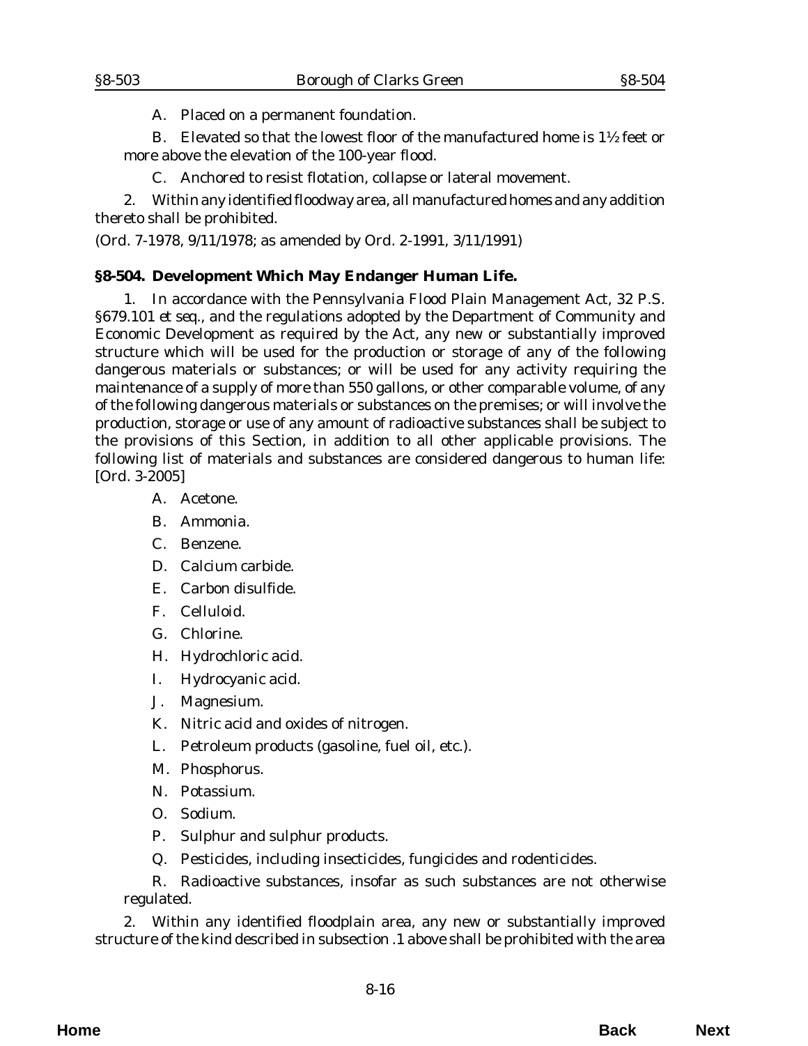A. Placed on a permanent foundation.

B. Elevated so that the lowest floor of the manufactured home is 1½ feet or more above the elevation of the 100-year flood.

C. Anchored to resist flotation, collapse or lateral movement.

2. Within any identified floodway area, all manufactured homes and any addition thereto shall be prohibited.

(*Ord. 7-1978*, 9/11/1978; as amended by *Ord. 2-1991*, 3/11/1991)

**§8-504. Development Which May Endanger Human Life.**

1. In accordance with the Pennsylvania Flood Plain Management Act, 32 P.S. §679.101 *et seq.*, and the regulations adopted by the Department of Community and Economic Development as required by the Act, any new or substantially improved structure which will be used for the production or storage of any of the following dangerous materials or substances; or will be used for any activity requiring the maintenance of a supply of more than 550 gallons, or other comparable volume, of any of the following dangerous materials or substances on the premises; or will involve the production, storage or use of any amount of radioactive substances shall be subject to the provisions of this Section, in addition to all other applicable provisions. The following list of materials and substances are considered dangerous to human life: [*Ord. 3-2005*]

A. Acetone.

B. Ammonia.

C. Benzene.

D. Calcium carbide.

E. Carbon disulfide.

F. Celluloid.

G. Chlorine.

H. Hydrochloric acid.

I. Hydrocyanic acid.

J. Magnesium.

K. Nitric acid and oxides of nitrogen.

L. Petroleum products (gasoline, fuel oil, etc.).

M. Phosphorus.

N. Potassium.

O. Sodium.

P. Sulphur and sulphur products.

Q. Pesticides, including insecticides, fungicides and rodenticides.

R. Radioactive substances, insofar as such substances are not otherwise regulated.

2. Within any identified floodplain area, any new or substantially improved structure of the kind described in subsection .1 above shall be prohibited with the area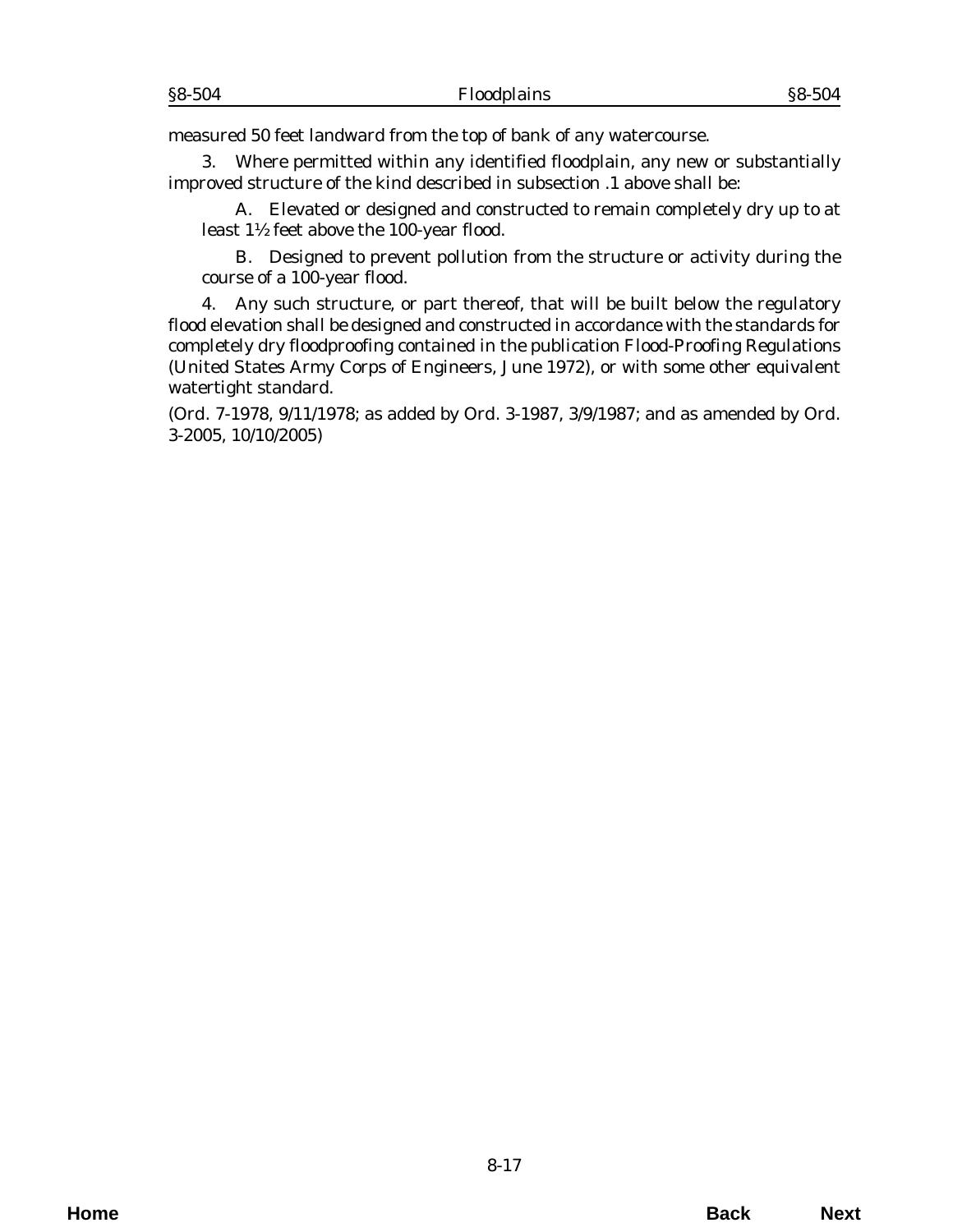measured 50 feet landward from the top of bank of any watercourse.

3. Where permitted within any identified floodplain, any new or substantially improved structure of the kind described in subsection .1 above shall be:

A. Elevated or designed and constructed to remain completely dry up to at least 1½ feet above the 100-year flood.

B. Designed to prevent pollution from the structure or activity during the course of a 100-year flood.

4. Any such structure, or part thereof, that will be built below the regulatory flood elevation shall be designed and constructed in accordance with the standards for completely dry floodproofing contained in the publication *Flood-Proofing Regulations* (United States Army Corps of Engineers, June 1972), or with some other equivalent watertight standard.

(*Ord. 7-1978, 9/11/1978; as added by Ord. 3-1987, 3/9/1987; and as amended by Ord. 3-2005, 10/10/2005*)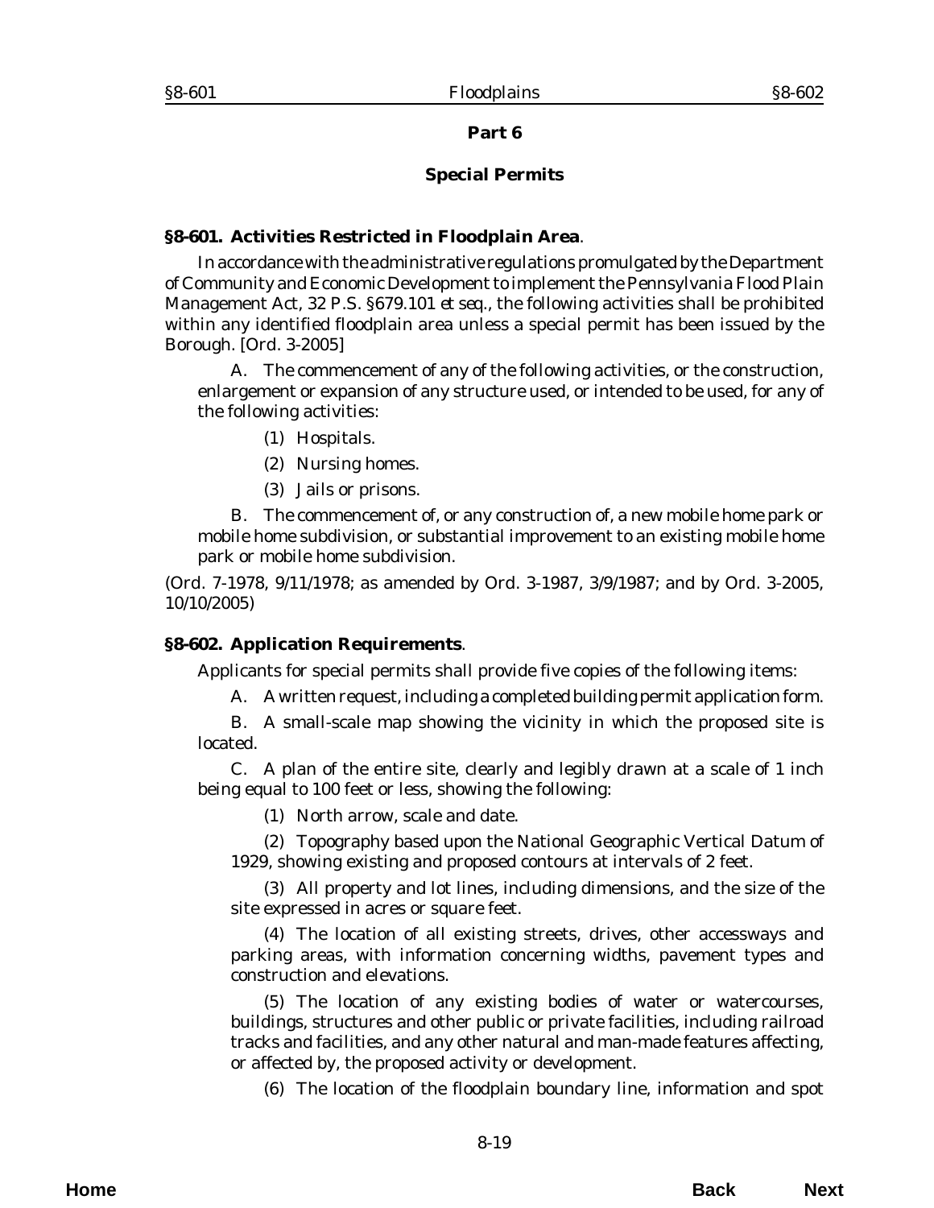## Part 6

## Special Permits

### §8-601. Activities Restricted in Floodplain Area.

In accordance with the administrative regulations promulgated by the Department of Community and Economic Development to implement the Pennsylvania Flood Plain Management Act, 32 P.S. §679.101 *et seq.*, the following activities shall be prohibited within any identified floodplain area unless a special permit has been issued by the Borough. [Ord. 3-2005]

A. The commencement of any of the following activities, or the construction, enlargement or expansion of any structure used, or intended to be used, for any of the following activities:

(1) Hospitals.

(2) Nursing homes.

(3) Jails or prisons.

B. The commencement of, or any construction of, a new mobile home park or mobile home subdivision, or substantial improvement to an existing mobile home park or mobile home subdivision.

(*Ord. 7-1978*, 9/11/1978; as amended by *Ord. 3-1987*, 3/9/1987; and by *Ord. 3-2005*, 10/10/2005)

### §8-602. Application Requirements.

Applicants for special permits shall provide five copies of the following items:

A. A written request, including a completed building permit application form.

B. A small-scale map showing the vicinity in which the proposed site is located.

C. A plan of the entire site, clearly and legibly drawn at a scale of 1 inch being equal to 100 feet or less, showing the following:

(1) North arrow, scale and date.

(2) Topography based upon the National Geographic Vertical Datum of 1929, showing existing and proposed contours at intervals of 2 feet.

(3) All property and lot lines, including dimensions, and the size of the site expressed in acres or square feet.

(4) The location of all existing streets, drives, other accessways and parking areas, with information concerning widths, pavement types and construction and elevations.

(5) The location of any existing bodies of water or watercourses, buildings, structures and other public or private facilities, including railroad tracks and facilities, and any other natural and man-made features affecting, or affected by, the proposed activity or development.

(6) The location of the floodplain boundary line, information and spot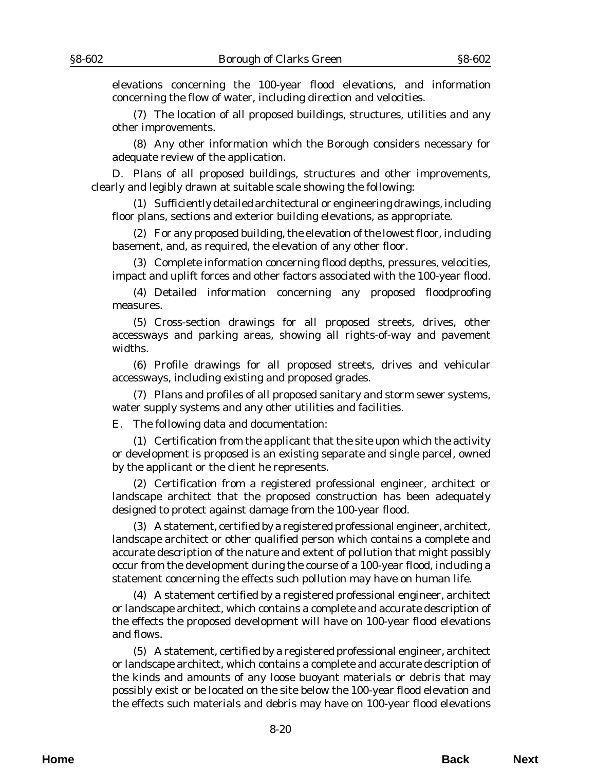elevations concerning the 100-year flood elevations, and information concerning the flow of water, including direction and velocities.

(7) The location of all proposed buildings, structures, utilities and any other improvements.

(8) Any other information which the Borough considers necessary for adequate review of the application.

D. Plans of all proposed buildings, structures and other improvements, clearly and legibly drawn at suitable scale showing the following:

(1) Sufficiently detailed architectural or engineering drawings, including floor plans, sections and exterior building elevations, as appropriate.

(2) For any proposed building, the elevation of the lowest floor, including basement, and, as required, the elevation of any other floor.

(3) Complete information concerning flood depths, pressures, velocities, impact and uplift forces and other factors associated with the 100-year flood.

(4) Detailed information concerning any proposed floodproofing measures.

(5) Cross-section drawings for all proposed streets, drives, other accessways and parking areas, showing all rights-of-way and pavement widths.

(6) Profile drawings for all proposed streets, drives and vehicular accessways, including existing and proposed grades.

(7) Plans and profiles of all proposed sanitary and storm sewer systems, water supply systems and any other utilities and facilities.

E. The following data and documentation:

(1) Certification from the applicant that the site upon which the activity or development is proposed is an existing separate and single parcel, owned by the applicant or the client he represents.

(2) Certification from a registered professional engineer, architect or landscape architect that the proposed construction has been adequately designed to protect against damage from the 100-year flood.

(3) A statement, certified by a registered professional engineer, architect, landscape architect or other qualified person which contains a complete and accurate description of the nature and extent of pollution that might possibly occur from the development during the course of a 100-year flood, including a statement concerning the effects such pollution may have on human life.

(4) A statement certified by a registered professional engineer, architect or landscape architect, which contains a complete and accurate description of the effects the proposed development will have on 100-year flood elevations and flows.

(5) A statement, certified by a registered professional engineer, architect or landscape architect, which contains a complete and accurate description of the kinds and amounts of any loose buoyant materials or debris that may possibly exist or be located on the site below the 100-year flood elevation and the effects such materials and debris may have on 100-year flood elevations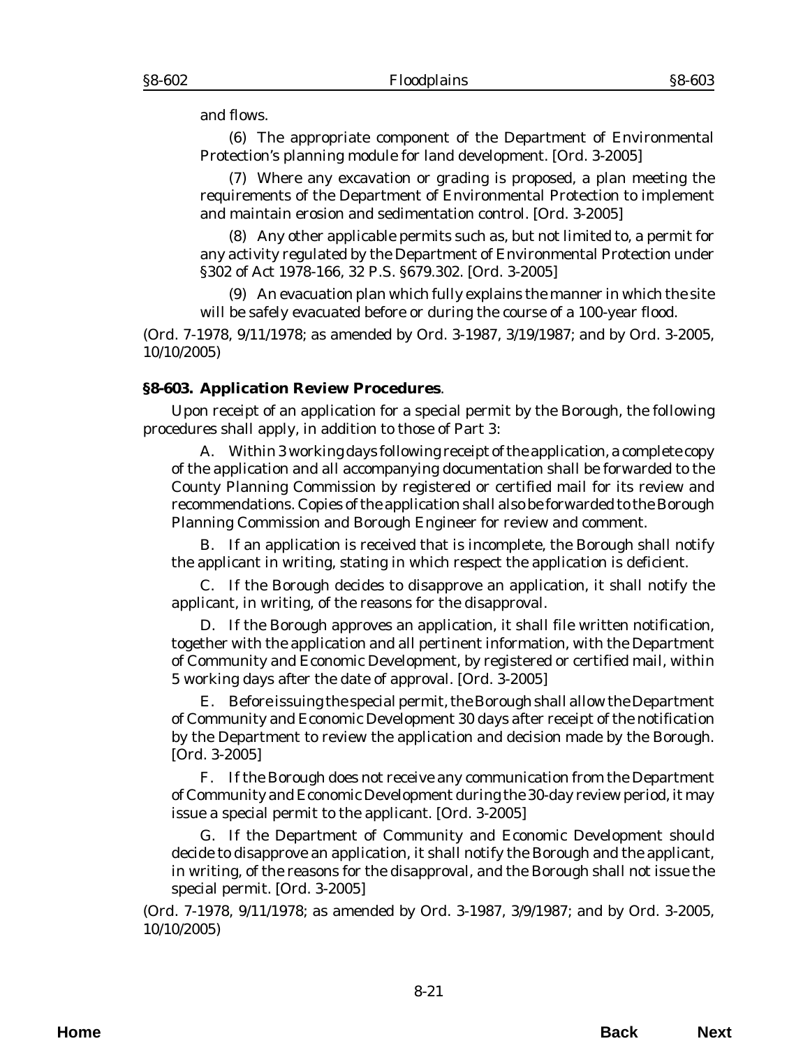and flows.

(6) The appropriate component of the Department of Environmental Protection's planning module for land development. [Ord. 3-2005]

(7) Where any excavation or grading is proposed, a plan meeting the requirements of the Department of Environmental Protection to implement and maintain erosion and sedimentation control. [Ord. 3-2005]

(8) Any other applicable permits such as, but not limited to, a permit for any activity regulated by the Department of Environmental Protection under §302 of Act 1978-166, 32 P.S. §679.302. [Ord. 3-2005]

(9) An evacuation plan which fully explains the manner in which the site will be safely evacuated before or during the course of a 100-year flood.

(Ord. 7-1978, 9/11/1978; as amended by Ord. 3-1987, 3/19/1987; and by Ord. 3-2005, 10/10/2005)

**§8-603. Application Review Procedures**.

Upon receipt of an application for a special permit by the Borough, the following procedures shall apply, in addition to those of Part 3:

A. Within 3 working days following receipt of the application, a complete copy of the application and all accompanying documentation shall be forwarded to the County Planning Commission by registered or certified mail for its review and recommendations. Copies of the application shall also be forwarded to the Borough Planning Commission and Borough Engineer for review and comment.

B. If an application is received that is incomplete, the Borough shall notify the applicant in writing, stating in which respect the application is deficient.

C. If the Borough decides to disapprove an application, it shall notify the applicant, in writing, of the reasons for the disapproval.

D. If the Borough approves an application, it shall file written notification, together with the application and all pertinent information, with the Department of Community and Economic Development, by registered or certified mail, within 5 working days after the date of approval. [Ord. 3-2005]

E. Before issuing the special permit, the Borough shall allow the Department of Community and Economic Development 30 days after receipt of the notification by the Department to review the application and decision made by the Borough. [Ord. 3-2005]

F. If the Borough does not receive any communication from the Department of Community and Economic Development during the 30-day review period, it may issue a special permit to the applicant. [Ord. 3-2005]

G. If the Department of Community and Economic Development should decide to disapprove an application, it shall notify the Borough and the applicant, in writing, of the reasons for the disapproval, and the Borough shall not issue the special permit. [Ord. 3-2005]

(Ord. 7-1978, 9/11/1978; as amended by Ord. 3-1987, 3/9/1987; and by Ord. 3-2005, 10/10/2005)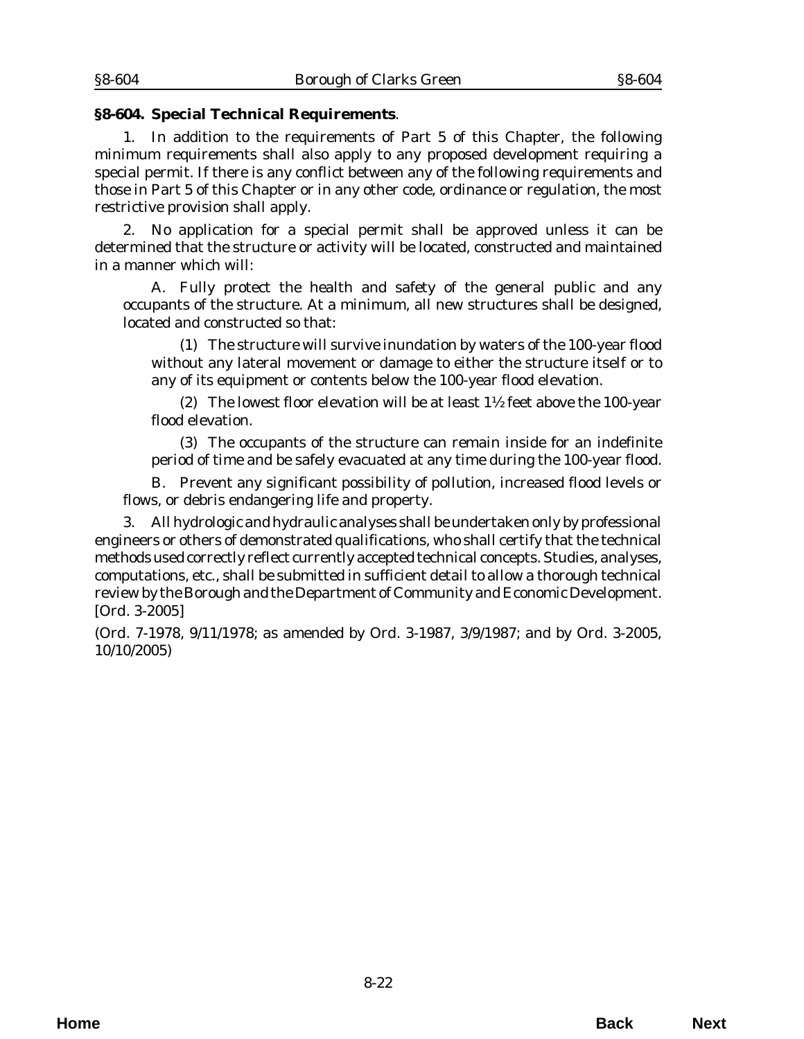**§8-604. Special Technical Requirements**.

1. In addition to the requirements of Part 5 of this Chapter, the following minimum requirements shall also apply to any proposed development requiring a special permit. If there is any conflict between any of the following requirements and those in Part 5 of this Chapter or in any other code, ordinance or regulation, the most restrictive provision shall apply.

2. No application for a special permit shall be approved unless it can be determined that the structure or activity will be located, constructed and maintained in a manner which will:

A. Fully protect the health and safety of the general public and any occupants of the structure. At a minimum, all new structures shall be designed, located and constructed so that:

(1) The structure will survive inundation by waters of the 100-year flood without any lateral movement or damage to either the structure itself or to any of its equipment or contents below the 100-year flood elevation.

(2) The lowest floor elevation will be at least 1½ feet above the 100-year flood elevation.

(3) The occupants of the structure can remain inside for an indefinite period of time and be safely evacuated at any time during the 100-year flood.

B. Prevent any significant possibility of pollution, increased flood levels or flows, or debris endangering life and property.

3. All hydrologic and hydraulic analyses shall be undertaken only by professional engineers or others of demonstrated qualifications, who shall certify that the technical methods used correctly reflect currently accepted technical concepts. Studies, analyses, computations, etc., shall be submitted in sufficient detail to allow a thorough technical review by the Borough and the Department of Community and Economic Development. [Ord. 3-2005]

(Ord. 7-1978, 9/11/1978; as amended by Ord. 3-1987, 3/9/1987; and by Ord. 3-2005, 10/10/2005)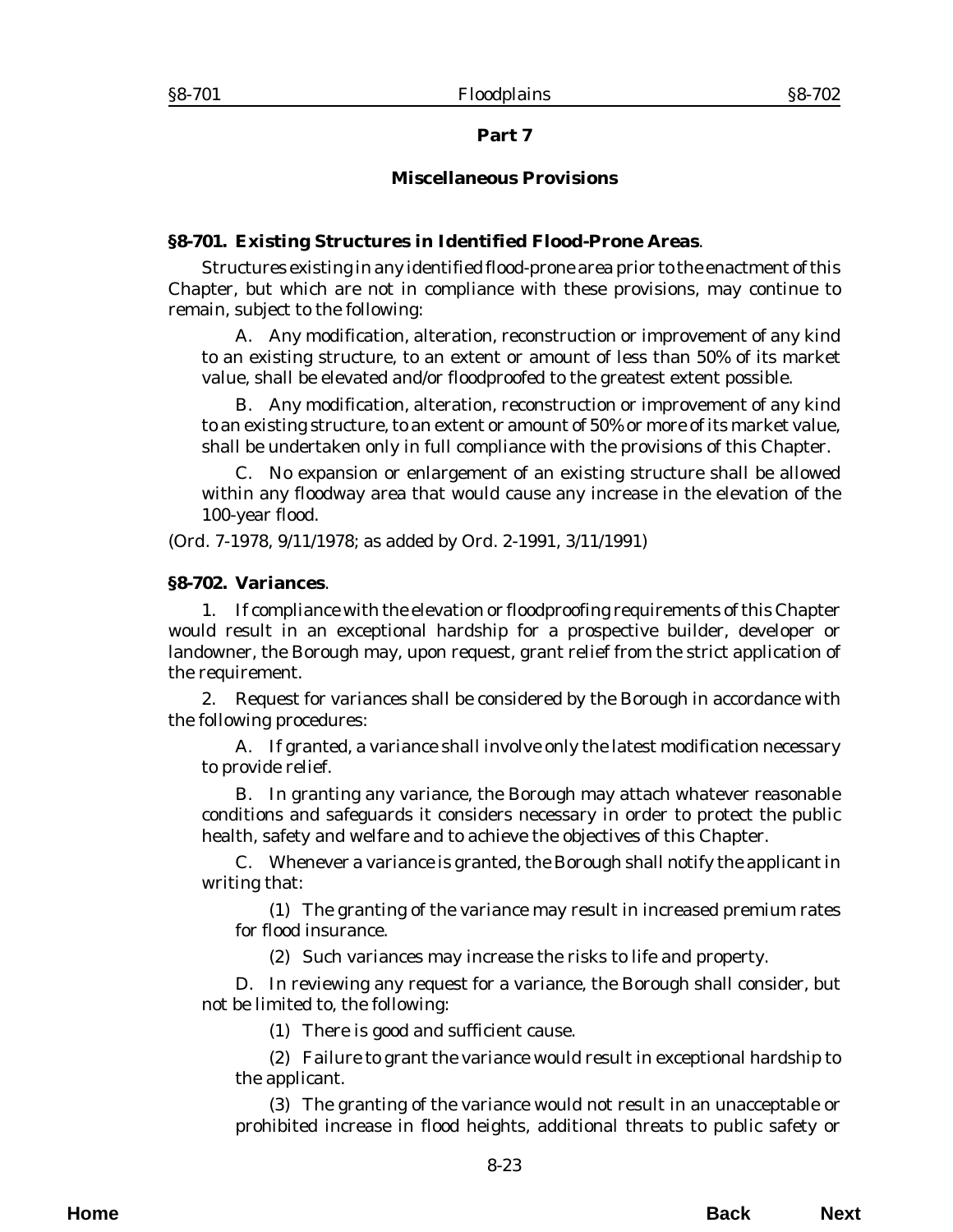## Part 7

## Miscellaneous Provisions

### §8-701. Existing Structures in Identified Flood-Prone Areas.

Structures existing in any identified flood-prone area prior to the enactment of this Chapter, but which are not in compliance with these provisions, may continue to remain, subject to the following:

A. Any modification, alteration, reconstruction or improvement of any kind to an existing structure, to an extent or amount of less than 50% of its market value, shall be elevated and/or floodproofed to the greatest extent possible.

B. Any modification, alteration, reconstruction or improvement of any kind to an existing structure, to an extent or amount of 50% or more of its market value, shall be undertaken only in full compliance with the provisions of this Chapter.

C. No expansion or enlargement of an existing structure shall be allowed within any floodway area that would cause any increase in the elevation of the 100-year flood.

(Ord. 7-1978, 9/11/1978; as added by Ord. 2-1991, 3/11/1991)

### §8-702. Variances.

1. If compliance with the elevation or floodproofing requirements of this Chapter would result in an exceptional hardship for a prospective builder, developer or landowner, the Borough may, upon request, grant relief from the strict application of the requirement.

2. Request for variances shall be considered by the Borough in accordance with the following procedures:

A. If granted, a variance shall involve only the latest modification necessary to provide relief.

B. In granting any variance, the Borough may attach whatever reasonable conditions and safeguards it considers necessary in order to protect the public health, safety and welfare and to achieve the objectives of this Chapter.

C. Whenever a variance is granted, the Borough shall notify the applicant in writing that:

(1) The granting of the variance may result in increased premium rates for flood insurance.

(2) Such variances may increase the risks to life and property.

D. In reviewing any request for a variance, the Borough shall consider, but not be limited to, the following:

(1) There is good and sufficient cause.

(2) Failure to grant the variance would result in exceptional hardship to the applicant.

(3) The granting of the variance would not result in an unacceptable or prohibited increase in flood heights, additional threats to public safety or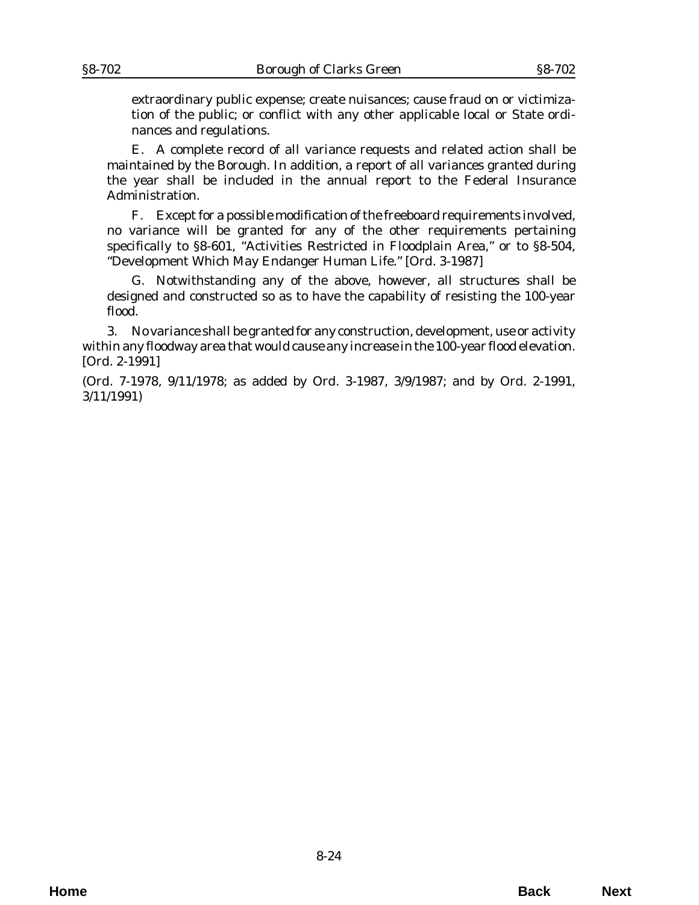extraordinary public expense; create nuisances; cause fraud on or victimization of the public; or conflict with any other applicable local or State ordinances and regulations.

E. A complete record of all variance requests and related action shall be maintained by the Borough. In addition, a report of all variances granted during the year shall be included in the annual report to the Federal Insurance Administration.

F. Except for a possible modification of the freeboard requirements involved, no variance will be granted for any of the other requirements pertaining specifically to §8-601, "Activities Restricted in Floodplain Area," or to §8-504, "Development Which May Endanger Human Life." [Ord. 3-1987]

G. Notwithstanding any of the above, however, all structures shall be designed and constructed so as to have the capability of resisting the 100-year flood.

3. No variance shall be granted for any construction, development, use or activity within any floodway area that would cause any increase in the 100-year flood elevation. [Ord. 2-1991]

(Ord. 7-1978, 9/11/1978; as added by Ord. 3-1987, 3/9/1987; and by Ord. 2-1991, 3/11/1991)